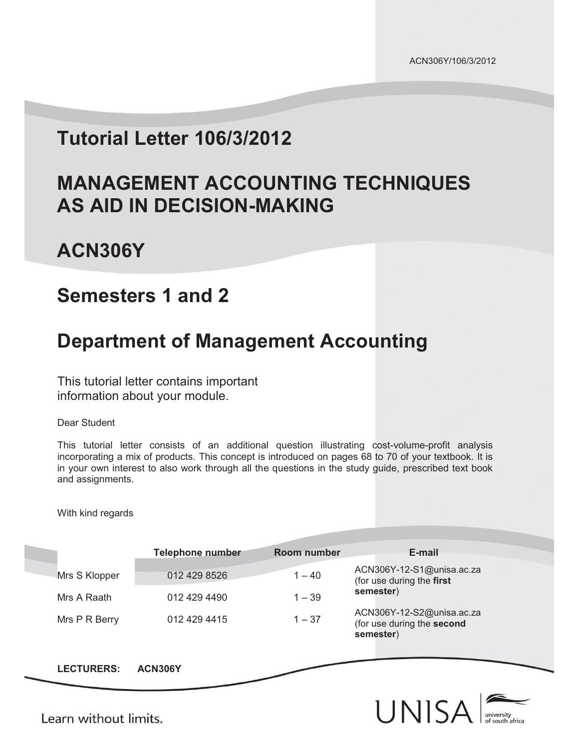ACN306Y/106/3/2012

# Tutorial Letter 106/3/2012

# MANAGEMENT ACCOUNTING TECHNIQUES AS AID IN DECISION-MAKING

# ACN306Y

## Semesters 1 and 2

## Department of Management Accounting

This tutorial letter contains important information about your module.

Dear Student

This tutorial letter consists of an additional question illustrating cost-volume-profit analysis incorporating a mix of products. This concept is introduced on pages 68 to 70 of your textbook. It is in your own interest to also work through all the questions in the study guide, prescribed text book and assignments.

With kind regards

| | Telephone number | Room number | E-mail |
|---|---|---|---|
| Mrs S Klopper | 012 429 8526 | 1 – 40 | ACN306Y-12-S1@unisa.ac.za (for use during the **first semester**) |
| Mrs A Raath | 012 429 4490 | 1 – 39 | |
| Mrs P R Berry | 012 429 4415 | 1 – 37 | ACN306Y-12-S2@unisa.ac.za (for use during the **second semester**) |

**LECTURERS: ACN306Y**

Learn without limits.

UNISA university of south africa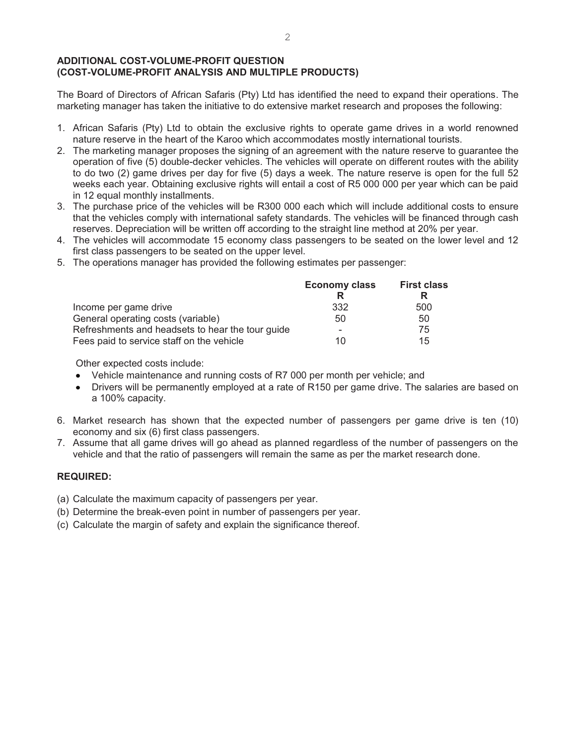**ADDITIONAL COST-VOLUME-PROFIT QUESTION**
**(COST-VOLUME-PROFIT ANALYSIS AND MULTIPLE PRODUCTS)**

The Board of Directors of African Safaris (Pty) Ltd has identified the need to expand their operations. The marketing manager has taken the initiative to do extensive market research and proposes the following:

1. African Safaris (Pty) Ltd to obtain the exclusive rights to operate game drives in a world renowned nature reserve in the heart of the Karoo which accommodates mostly international tourists.
2. The marketing manager proposes the signing of an agreement with the nature reserve to guarantee the operation of five (5) double-decker vehicles. The vehicles will operate on different routes with the ability to do two (2) game drives per day for five (5) days a week. The nature reserve is open for the full 52 weeks each year. Obtaining exclusive rights will entail a cost of R5 000 000 per year which can be paid in 12 equal monthly installments.
3. The purchase price of the vehicles will be R300 000 each which will include additional costs to ensure that the vehicles comply with international safety standards. The vehicles will be financed through cash reserves. Depreciation will be written off according to the straight line method at 20% per year.
4. The vehicles will accommodate 15 economy class passengers to be seated on the lower level and 12 first class passengers to be seated on the upper level.
5. The operations manager has provided the following estimates per passenger:

| | Economy class | First class |
|---|---|---|
| | R | R |
| Income per game drive | 332 | 500 |
| General operating costs (variable) | 50 | 50 |
| Refreshments and headsets to hear the tour guide | - | 75 |
| Fees paid to service staff on the vehicle | 10 | 15 |

Other expected costs include:

- Vehicle maintenance and running costs of R7 000 per month per vehicle; and
- Drivers will be permanently employed at a rate of R150 per game drive. The salaries are based on a 100% capacity.

6. Market research has shown that the expected number of passengers per game drive is ten (10) economy and six (6) first class passengers.
7. Assume that all game drives will go ahead as planned regardless of the number of passengers on the vehicle and that the ratio of passengers will remain the same as per the market research done.

**REQUIRED:**

(a) Calculate the maximum capacity of passengers per year.
(b) Determine the break-even point in number of passengers per year.
(c) Calculate the margin of safety and explain the significance thereof.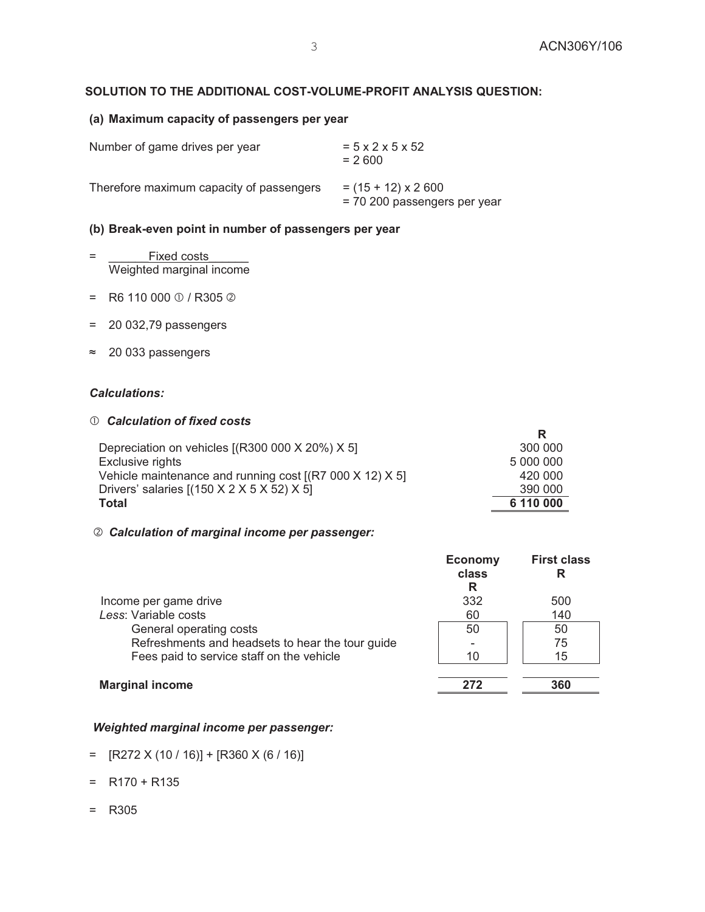## SOLUTION TO THE ADDITIONAL COST-VOLUME-PROFIT ANALYSIS QUESTION:

### (a) Maximum capacity of passengers per year

Number of game drives per year = 5 x 2 x 5 x 52
= 2 600

Therefore maximum capacity of passengers = (15 + 12) x 2 600
= 70 200 passengers per year

### (b) Break-even point in number of passengers per year

$$= \frac{\text{Fixed costs}}{\text{Weighted marginal income}}$$

= R6 110 000 ① / R305 ②

= 20 032,79 passengers

≈ 20 033 passengers

***Calculations:***

① ***Calculation of fixed costs***

| | R |
|---|---|
| Depreciation on vehicles [(R300 000 X 20%) X 5] | 300 000 |
| Exclusive rights | 5 000 000 |
| Vehicle maintenance and running cost [(R7 000 X 12) X 5] | 420 000 |
| Drivers' salaries [(150 X 2 X 5 X 52) X 5] | 390 000 |
| **Total** | **6 110 000** |

② ***Calculation of marginal income per passenger:***

| | **Economy class R** | **First class R** |
|---|---|---|
| Income per game drive | 332 | 500 |
| *Less*: Variable costs | 60 | 140 |
| General operating costs | 50 | 50 |
| Refreshments and headsets to hear the tour guide | - | 75 |
| Fees paid to service staff on the vehicle | 10 | 15 |
| **Marginal income** | **272** | **360** |

***Weighted marginal income per passenger:***

= [R272 X (10 / 16)] + [R360 X (6 / 16)]

= R170 + R135

= R305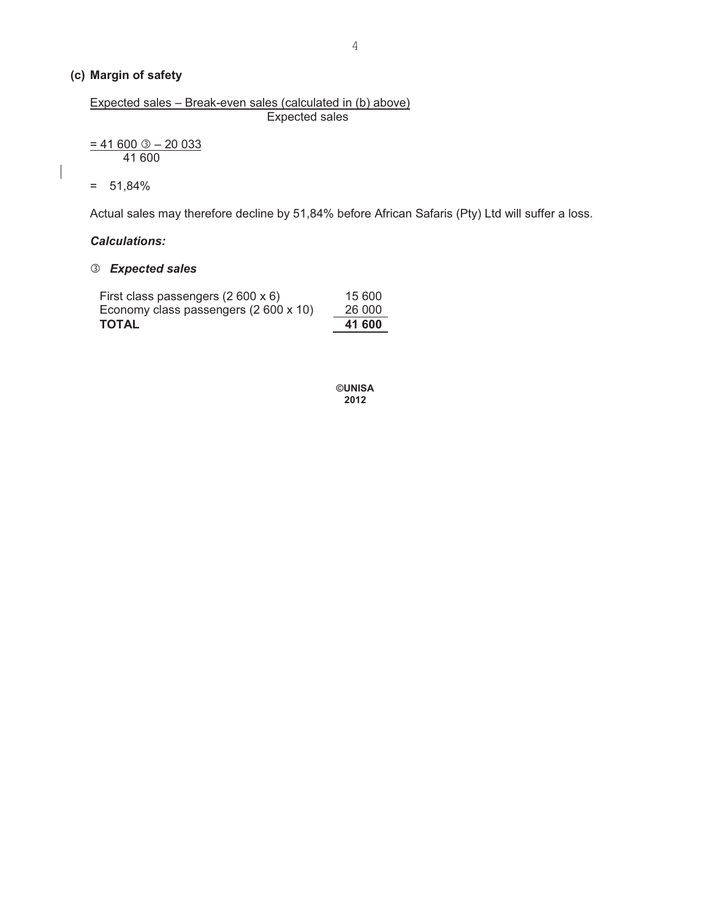### (c) Margin of safety

$$\frac{\text{Expected sales – Break-even sales (calculated in (b) above)}}{\text{Expected sales}}$$

$$= \frac{41\ 600 ③ – 20\ 033}{41\ 600}$$

$= 51,84\%$

Actual sales may therefore decline by 51,84% before African Safaris (Pty) Ltd will suffer a loss.

***Calculations:***

③ ***Expected sales***

| | |
|---|---|
| First class passengers (2 600 x 6) | 15 600 |
| Economy class passengers (2 600 x 10) | 26 000 |
| **TOTAL** | **41 600** |

©UNISA
2012